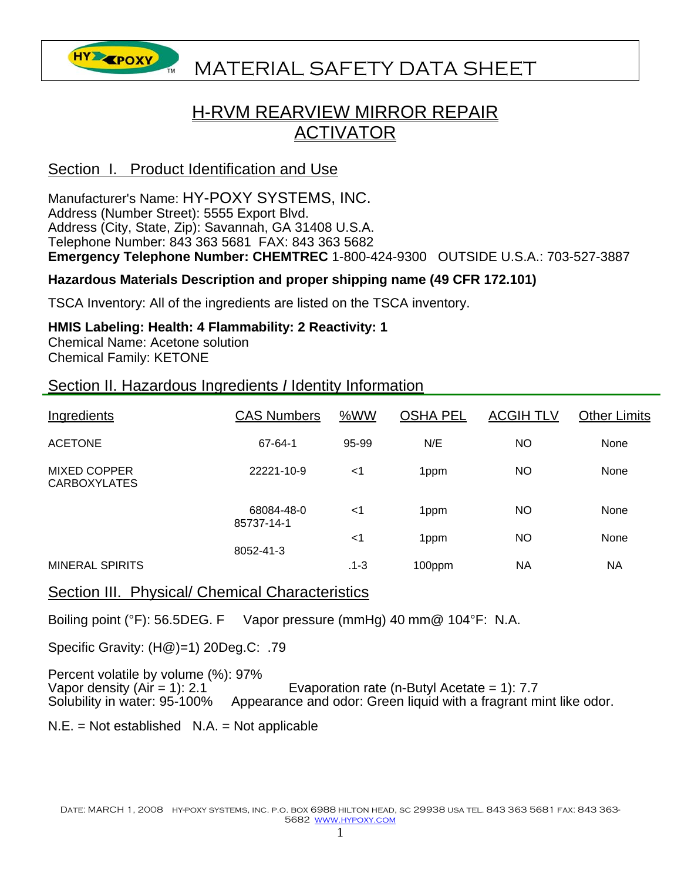# MATERIAL SAFETY DATA SHEET

## H-RVM REARVIEW MIRROR REPAIR ACTIVATOR

## Section I. Product Identification and Use

Manufacturer's Name: HY-POXY SYSTEMS, INC.
Address (Number Street): 5555 Export Blvd.
Address (City, State, Zip): Savannah, GA 31408 U.S.A.
Telephone Number: 843 363 5681 FAX: 843 363 5682
**Emergency Telephone Number: CHEMTREC** 1-800-424-9300 OUTSIDE U.S.A.: 703-527-3887

**Hazardous Materials Description and proper shipping name (49 CFR 172.101)**

TSCA Inventory: All of the ingredients are listed on the TSCA inventory.

**HMIS Labeling: Health: 4 Flammability: 2 Reactivity: 1**
Chemical Name: Acetone solution
Chemical Family: KETONE

## Section II. Hazardous Ingredients / Identity Information

| Ingredients | CAS Numbers | %WW | OSHA PEL | ACGIH TLV | Other Limits |
|---|---|---|---|---|---|
| ACETONE | 67-64-1 | 95-99 | N/E | NO | None |
| MIXED COPPER CARBOXYLATES | 22221-10-9 | <1 | 1ppm | NO | None |
| | 68084-48-0 | <1 | 1ppm | NO | None |
| | 85737-14-1 | <1 | 1ppm | NO | None |
| MINERAL SPIRITS | 8052-41-3 | .1-3 | 100ppm | NA | NA |

## Section III. Physical/ Chemical Characteristics

Boiling point (°F): 56.5DEG. F    Vapor pressure (mmHg) 40 mm@ 104°F: N.A.

Specific Gravity: (H@)=1) 20Deg.C: .79

Percent volatile by volume (%): 97%
Vapor density (Air = 1): 2.1    Evaporation rate (n-Butyl Acetate = 1): 7.7
Solubility in water: 95-100%    Appearance and odor: Green liquid with a fragrant mint like odor.

N.E. = Not established   N.A. = Not applicable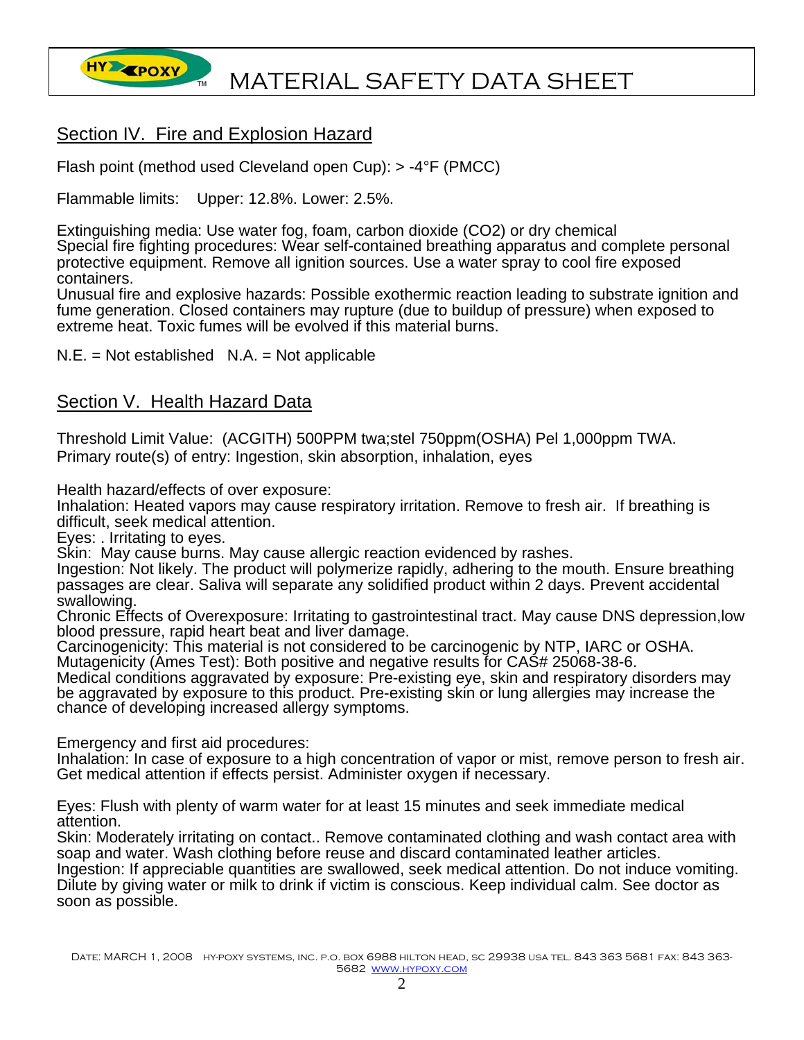# MATERIAL SAFETY DATA SHEET

## Section IV. Fire and Explosion Hazard

Flash point (method used Cleveland open Cup): > -4°F (PMCC)

Flammable limits: Upper: 12.8%. Lower: 2.5%.

Extinguishing media: Use water fog, foam, carbon dioxide ($CO_2$) or dry chemical
Special fire fighting procedures: Wear self-contained breathing apparatus and complete personal protective equipment. Remove all ignition sources. Use a water spray to cool fire exposed containers.
Unusual fire and explosive hazards: Possible exothermic reaction leading to substrate ignition and fume generation. Closed containers may rupture (due to buildup of pressure) when exposed to extreme heat. Toxic fumes will be evolved if this material burns.

N.E. = Not established N.A. = Not applicable

## Section V. Health Hazard Data

Threshold Limit Value: (ACGITH) 500PPM twa;stel 750ppm(OSHA) Pel 1,000ppm TWA.
Primary route(s) of entry: Ingestion, skin absorption, inhalation, eyes

Health hazard/effects of over exposure:
Inhalation: Heated vapors may cause respiratory irritation. Remove to fresh air. If breathing is difficult, seek medical attention.
Eyes: . Irritating to eyes.
Skin: May cause burns. May cause allergic reaction evidenced by rashes.
Ingestion: Not likely. The product will polymerize rapidly, adhering to the mouth. Ensure breathing passages are clear. Saliva will separate any solidified product within 2 days. Prevent accidental swallowing.
Chronic Effects of Overexposure: Irritating to gastrointestinal tract. May cause DNS depression,low blood pressure, rapid heart beat and liver damage.
Carcinogenicity: This material is not considered to be carcinogenic by NTP, IARC or OSHA.
Mutagenicity (Ames Test): Both positive and negative results for CAS# 25068-38-6.
Medical conditions aggravated by exposure: Pre-existing eye, skin and respiratory disorders may be aggravated by exposure to this product. Pre-existing skin or lung allergies may increase the chance of developing increased allergy symptoms.

Emergency and first aid procedures:
Inhalation: In case of exposure to a high concentration of vapor or mist, remove person to fresh air. Get medical attention if effects persist. Administer oxygen if necessary.

Eyes: Flush with plenty of warm water for at least 15 minutes and seek immediate medical attention.
Skin: Moderately irritating on contact.. Remove contaminated clothing and wash contact area with soap and water. Wash clothing before reuse and discard contaminated leather articles.
Ingestion: If appreciable quantities are swallowed, seek medical attention. Do not induce vomiting. Dilute by giving water or milk to drink if victim is conscious. Keep individual calm. See doctor as soon as possible.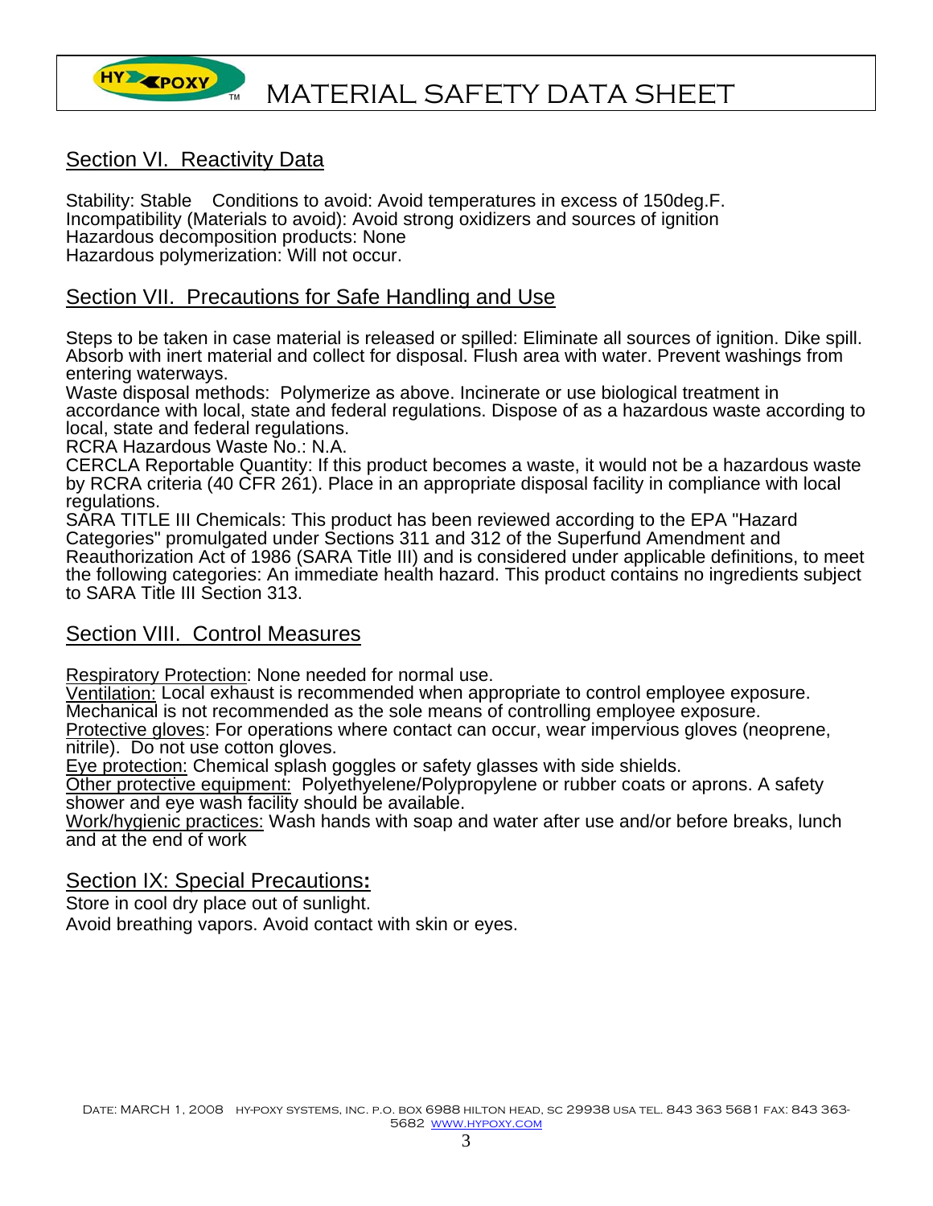## Section VI. Reactivity Data

Stability: Stable Conditions to avoid: Avoid temperatures in excess of 150deg.F.
Incompatibility (Materials to avoid): Avoid strong oxidizers and sources of ignition
Hazardous decomposition products: None
Hazardous polymerization: Will not occur.

## Section VII. Precautions for Safe Handling and Use

Steps to be taken in case material is released or spilled: Eliminate all sources of ignition. Dike spill. Absorb with inert material and collect for disposal. Flush area with water. Prevent washings from entering waterways.
Waste disposal methods: Polymerize as above. Incinerate or use biological treatment in accordance with local, state and federal regulations. Dispose of as a hazardous waste according to local, state and federal regulations.
RCRA Hazardous Waste No.: N.A.
CERCLA Reportable Quantity: If this product becomes a waste, it would not be a hazardous waste by RCRA criteria (40 CFR 261). Place in an appropriate disposal facility in compliance with local regulations.
SARA TITLE III Chemicals: This product has been reviewed according to the EPA "Hazard Categories" promulgated under Sections 311 and 312 of the Superfund Amendment and Reauthorization Act of 1986 (SARA Title III) and is considered under applicable definitions, to meet the following categories: An immediate health hazard. This product contains no ingredients subject to SARA Title III Section 313.

## Section VIII. Control Measures

Respiratory Protection: None needed for normal use.
Ventilation: Local exhaust is recommended when appropriate to control employee exposure. Mechanical is not recommended as the sole means of controlling employee exposure.
Protective gloves: For operations where contact can occur, wear impervious gloves (neoprene, nitrile). Do not use cotton gloves.
Eye protection: Chemical splash goggles or safety glasses with side shields.
Other protective equipment: Polyethyelene/Polypropylene or rubber coats or aprons. A safety shower and eye wash facility should be available.
Work/hygienic practices: Wash hands with soap and water after use and/or before breaks, lunch and at the end of work

## Section IX: Special Precautions:

Store in cool dry place out of sunlight.
Avoid breathing vapors. Avoid contact with skin or eyes.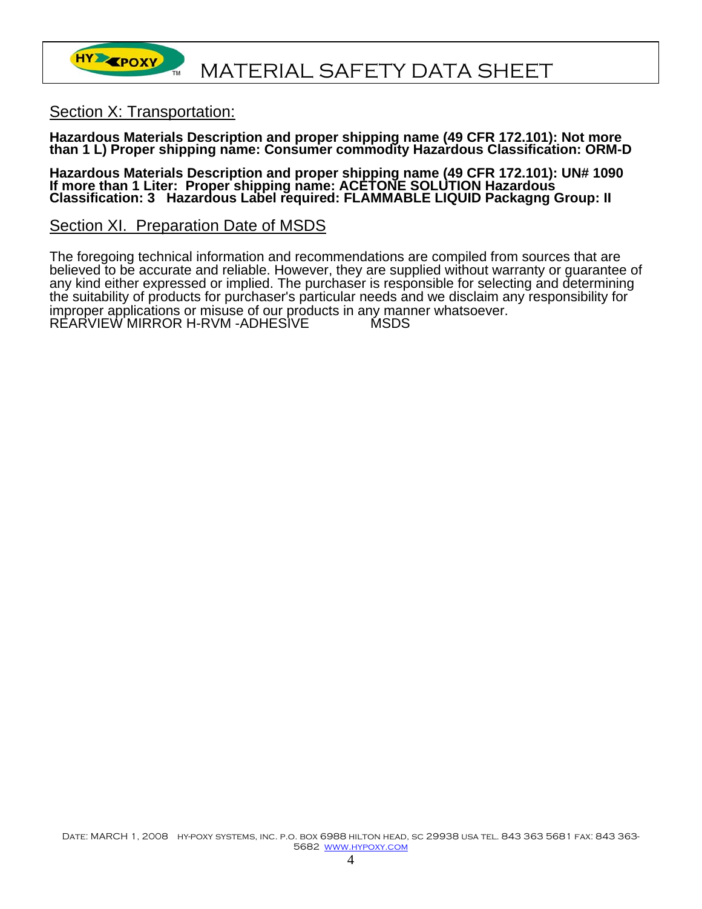## Section X: Transportation:

**Hazardous Materials Description and proper shipping name (49 CFR 172.101): Not more than 1 L) Proper shipping name: Consumer commodity Hazardous Classification: ORM-D**

**Hazardous Materials Description and proper shipping name (49 CFR 172.101): UN# 1090 If more than 1 Liter: Proper shipping name: ACETONE SOLUTION Hazardous Classification: 3 Hazardous Label required: FLAMMABLE LIQUID Packagng Group: II**

## Section XI. Preparation Date of MSDS

The foregoing technical information and recommendations are compiled from sources that are believed to be accurate and reliable. However, they are supplied without warranty or guarantee of any kind either expressed or implied. The purchaser is responsible for selecting and determining the suitability of products for purchaser's particular needs and we disclaim any responsibility for improper applications or misuse of our products in any manner whatsoever.
REARVIEW MIRROR H-RVM -ADHESIVE MSDS